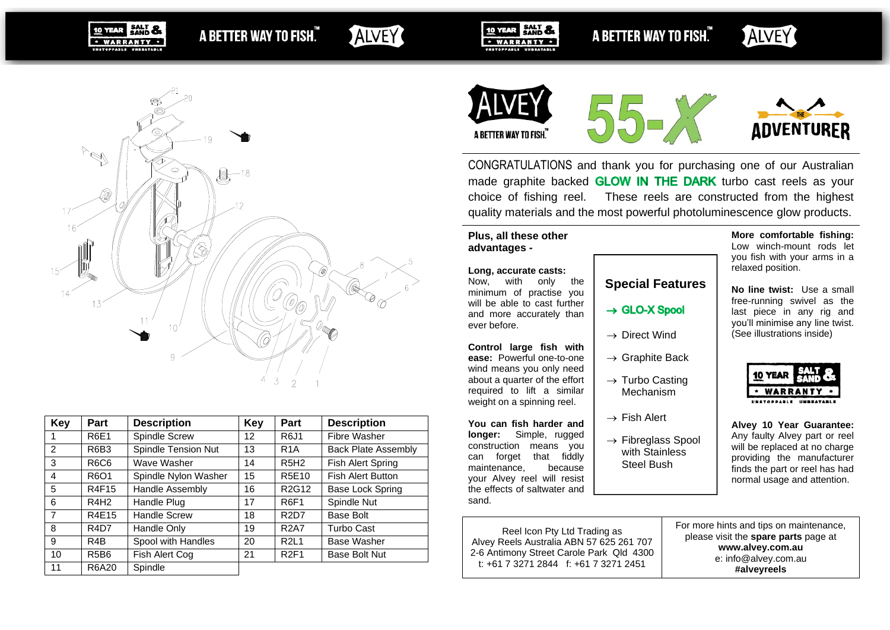A BETTER WAY TO FISH.™

| Key | Part | Description | Key | Part | Description |
|---|---|---|---|---|---|
| 1 | R6E1 | Spindle Screw | 12 | R6J1 | Fibre Washer |
| 2 | R6B3 | Spindle Tension Nut | 13 | R1A | Back Plate Assembly |
| 3 | R6C6 | Wave Washer | 14 | R5H2 | Fish Alert Spring |
| 4 | R6O1 | Spindle Nylon Washer | 15 | R5E10 | Fish Alert Button |
| 5 | R4F15 | Handle Assembly | 16 | R2G12 | Base Lock Spring |
| 6 | R4H2 | Handle Plug | 17 | R6F1 | Spindle Nut |
| 7 | R4E15 | Handle Screw | 18 | R2D7 | Base Bolt |
| 8 | R4D7 | Handle Only | 19 | R2A7 | Turbo Cast |
| 9 | R4B | Spool with Handles | 20 | R2L1 | Base Washer |
| 10 | R5B6 | Fish Alert Cog | 21 | R2F1 | Base Bolt Nut |
| 11 | R6A20 | Spindle | | | |

ALVEY A BETTER WAY TO FISH.™

# 55-X

THE ADVENTURER

CONGRATULATIONS and thank you for purchasing one of our Australian made graphite backed **GLOW IN THE DARK** turbo cast reels as your choice of fishing reel. These reels are constructed from the highest quality materials and the most powerful photoluminescence glow products.

**Plus, all these other advantages -**

**Long, accurate casts:** Now, with only the minimum of practise you will be able to cast further and more accurately than ever before.

**Control large fish with ease:** Powerful one-to-one wind means you only need about a quarter of the effort required to lift a similar weight on a spinning reel.

**You can fish harder and longer:** Simple, rugged construction means you can forget that fiddly maintenance, because your Alvey reel will resist the effects of saltwater and sand.

## Special Features

- → **GLO-X Spool**
- → Direct Wind
- → Graphite Back
- → Turbo Casting Mechanism
- → Fish Alert
- → Fibreglass Spool with Stainless Steel Bush

**More comfortable fishing:** Low winch-mount rods let you fish with your arms in a relaxed position.

**No line twist:** Use a small free-running swivel as the last piece in any rig and you'll minimise any line twist. (See illustrations inside)

10 YEAR SALT & SAND WARRANTY – UNSTOPPABLE UNBEATABLE

**Alvey 10 Year Guarantee:** Any faulty Alvey part or reel will be replaced at no charge providing the manufacturer finds the part or reel has had normal usage and attention.

Reel Icon Pty Ltd Trading as
Alvey Reels Australia ABN 57 625 261 707
2-6 Antimony Street Carole Park Qld 4300
t: +61 7 3271 2844 f: +61 7 3271 2451

For more hints and tips on maintenance, please visit the **spare parts** page at
**www.alvey.com.au**
e: info@alvey.com.au
**#alveyreels**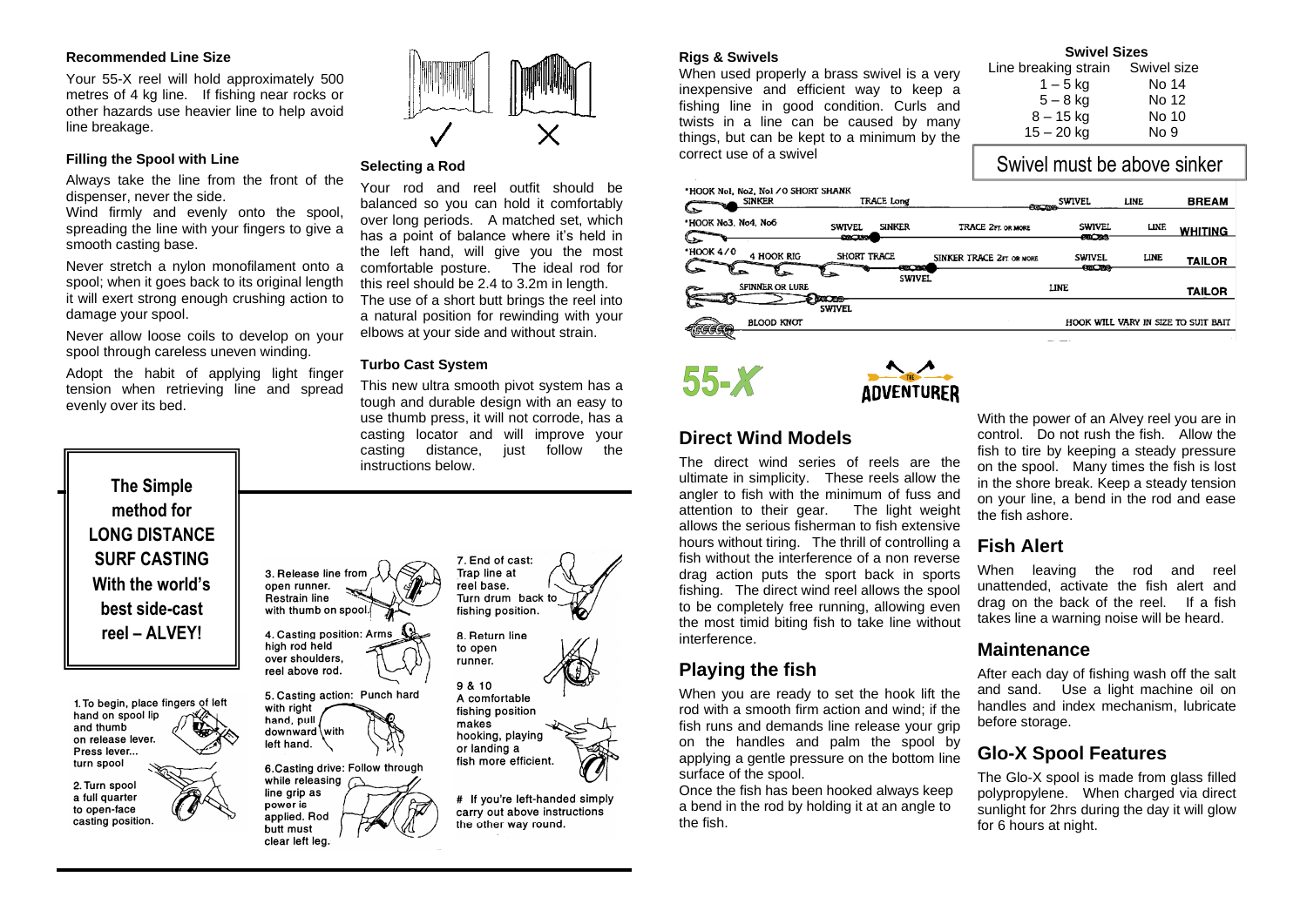### Recommended Line Size

Your 55-X reel will hold approximately 500 metres of 4 kg line. If fishing near rocks or other hazards use heavier line to help avoid line breakage.

### Filling the Spool with Line

Always take the line from the front of the dispenser, never the side.

Wind firmly and evenly onto the spool, spreading the line with your fingers to give a smooth casting base.

Never stretch a nylon monofilament onto a spool; when it goes back to its original length it will exert strong enough crushing action to damage your spool.

Never allow loose coils to develop on your spool through careless uneven winding.

Adopt the habit of applying light finger tension when retrieving line and spread evenly over its bed.

### Selecting a Rod

Your rod and reel outfit should be balanced so you can hold it comfortably over long periods. A matched set, which has a point of balance where it's held in the left hand, will give you the most comfortable posture. The ideal rod for this reel should be 2.4 to 3.2m in length. The use of a short butt brings the reel into a natural position for rewinding with your elbows at your side and without strain.

### Turbo Cast System

This new ultra smooth pivot system has a tough and durable design with an easy to use thumb press, it will not corrode, has a casting locator and will improve your casting distance, just follow the instructions below.

**The Simple method for LONG DISTANCE SURF CASTING With the world's best side-cast reel – ALVEY!**

1. To begin, place fingers of left hand on spool lip and thumb on release lever. Press lever... turn spool
2. Turn spool a full quarter to open-face casting position.
3. Release line from open runner. Restrain line with thumb on spool.
4. Casting position: Arms high rod held over shoulders, reel above rod.
5. Casting action: Punch hard with right hand, pull downward with left hand.
6. Casting drive: Follow through while releasing line grip as power is applied. Rod butt must clear left leg.
7. End of cast: Trap line at reel base. Turn drum back to fishing position.
8. Return line to open runner.

9 & 10 A comfortable fishing position makes hooking, playing or landing a fish more efficient.

# If you're left-handed simply carry out above instructions the other way round.

### Rigs & Swivels

When used properly a brass swivel is a very inexpensive and efficient way to keep a fishing line in good condition. Curls and twists in a line can be caused by many things, but can be kept to a minimum by the correct use of a swivel

**Swivel Sizes**

| Line breaking strain | Swivel size |
|---|---|
| 1 – 5 kg | No 14 |
| 5 – 8 kg | No 12 |
| 8 – 15 kg | No 10 |
| 15 – 20 kg | No 9 |

Swivel must be above sinker

*HOOK No1, No2, No1 / 0 SHORT SHANK — SINKER — TRACE Long — SWIVEL — LINE — BREAM

*HOOK No3, No4, No6 — SWIVEL — SINKER — TRACE 2FT. OR MORE — SWIVEL — LINE — WHITING

*HOOK 4 / 0 — 4 HOOK RIG — SHORT TRACE — SWIVEL — SINKER TRACE 2FT OR MORE — SWIVEL — LINE — TAILOR

SPINNER OR LURE — SWIVEL — LINE — TAILOR

BLOOD KNOT — HOOK WILL VARY IN SIZE TO SUIT BAIT

55-X

ADVENTURER

## Direct Wind Models

The direct wind series of reels are the ultimate in simplicity. These reels allow the angler to fish with the minimum of fuss and attention to their gear. The light weight allows the serious fisherman to fish extensive hours without tiring. The thrill of controlling a fish without the interference of a non reverse drag action puts the sport back in sports fishing. The direct wind reel allows the spool to be completely free running, allowing even the most timid biting fish to take line without interference.

## Playing the fish

When you are ready to set the hook lift the rod with a smooth firm action and wind; if the fish runs and demands line release your grip on the handles and palm the spool by applying a gentle pressure on the bottom line surface of the spool.

Once the fish has been hooked always keep a bend in the rod by holding it at an angle to the fish.

With the power of an Alvey reel you are in control. Do not rush the fish. Allow the fish to tire by keeping a steady pressure on the spool. Many times the fish is lost in the shore break. Keep a steady tension on your line, a bend in the rod and ease the fish ashore.

## Fish Alert

When leaving the rod and reel unattended, activate the fish alert and drag on the back of the reel. If a fish takes line a warning noise will be heard.

## Maintenance

After each day of fishing wash off the salt and sand. Use a light machine oil on handles and index mechanism, lubricate before storage.

## Glo-X Spool Features

The Glo-X spool is made from glass filled polypropylene. When charged via direct sunlight for 2hrs during the day it will glow for 6 hours at night.